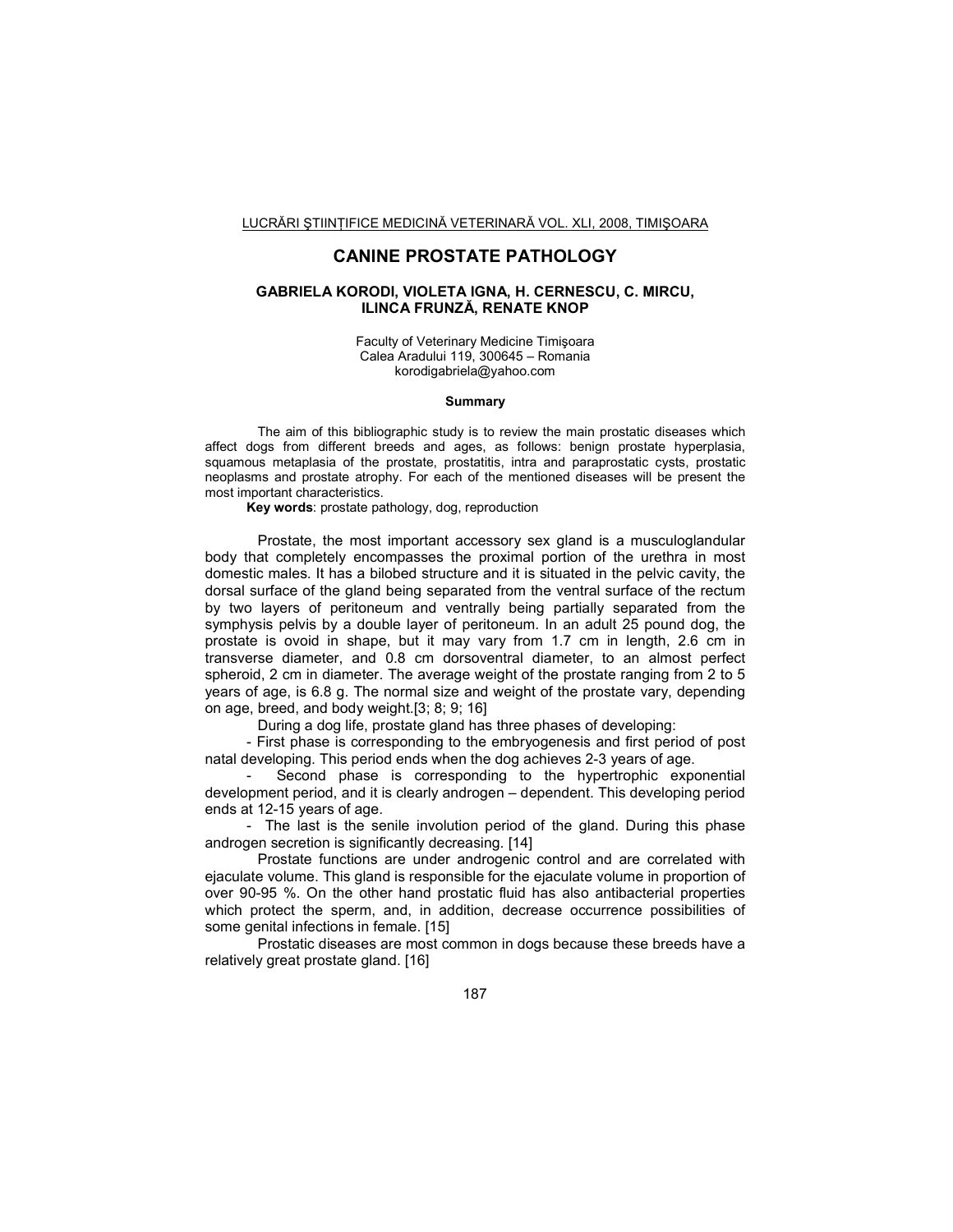# CANINE PROSTATE PATHOLOGY

**GABRIELA KORODI, VIOLETA IGNA, H. CERNESCU, C. MIRCU, ILINCA FRUNZĂ, RENATE KNOP**

Faculty of Veterinary Medicine Timişoara
Calea Aradului 119, 300645 – Romania
korodigabriela@yahoo.com

## Summary

The aim of this bibliographic study is to review the main prostatic diseases which affect dogs from different breeds and ages, as follows: benign prostate hyperplasia, squamous metaplasia of the prostate, prostatitis, intra and paraprostatic cysts, prostatic neoplasms and prostate atrophy. For each of the mentioned diseases will be present the most important characteristics.

**Key words**: prostate pathology, dog, reproduction

Prostate, the most important accessory sex gland is a musculoglandular body that completely encompasses the proximal portion of the urethra in most domestic males. It has a bilobed structure and it is situated in the pelvic cavity, the dorsal surface of the gland being separated from the ventral surface of the rectum by two layers of peritoneum and ventrally being partially separated from the symphysis pelvis by a double layer of peritoneum. In an adult 25 pound dog, the prostate is ovoid in shape, but it may vary from 1.7 cm in length, 2.6 cm in transverse diameter, and 0.8 cm dorsoventral diameter, to an almost perfect spheroid, 2 cm in diameter. The average weight of the prostate ranging from 2 to 5 years of age, is 6.8 g. The normal size and weight of the prostate vary, depending on age, breed, and body weight.[3; 8; 9; 16]

During a dog life, prostate gland has three phases of developing:

- First phase is corresponding to the embryogenesis and first period of post natal developing. This period ends when the dog achieves 2-3 years of age.
- Second phase is corresponding to the hypertrophic exponential development period, and it is clearly androgen – dependent. This developing period ends at 12-15 years of age.
- The last is the senile involution period of the gland. During this phase androgen secretion is significantly decreasing. [14]

Prostate functions are under androgenic control and are correlated with ejaculate volume. This gland is responsible for the ejaculate volume in proportion of over 90-95 %. On the other hand prostatic fluid has also antibacterial properties which protect the sperm, and, in addition, decrease occurrence possibilities of some genital infections in female. [15]

Prostatic diseases are most common in dogs because these breeds have a relatively great prostate gland. [16]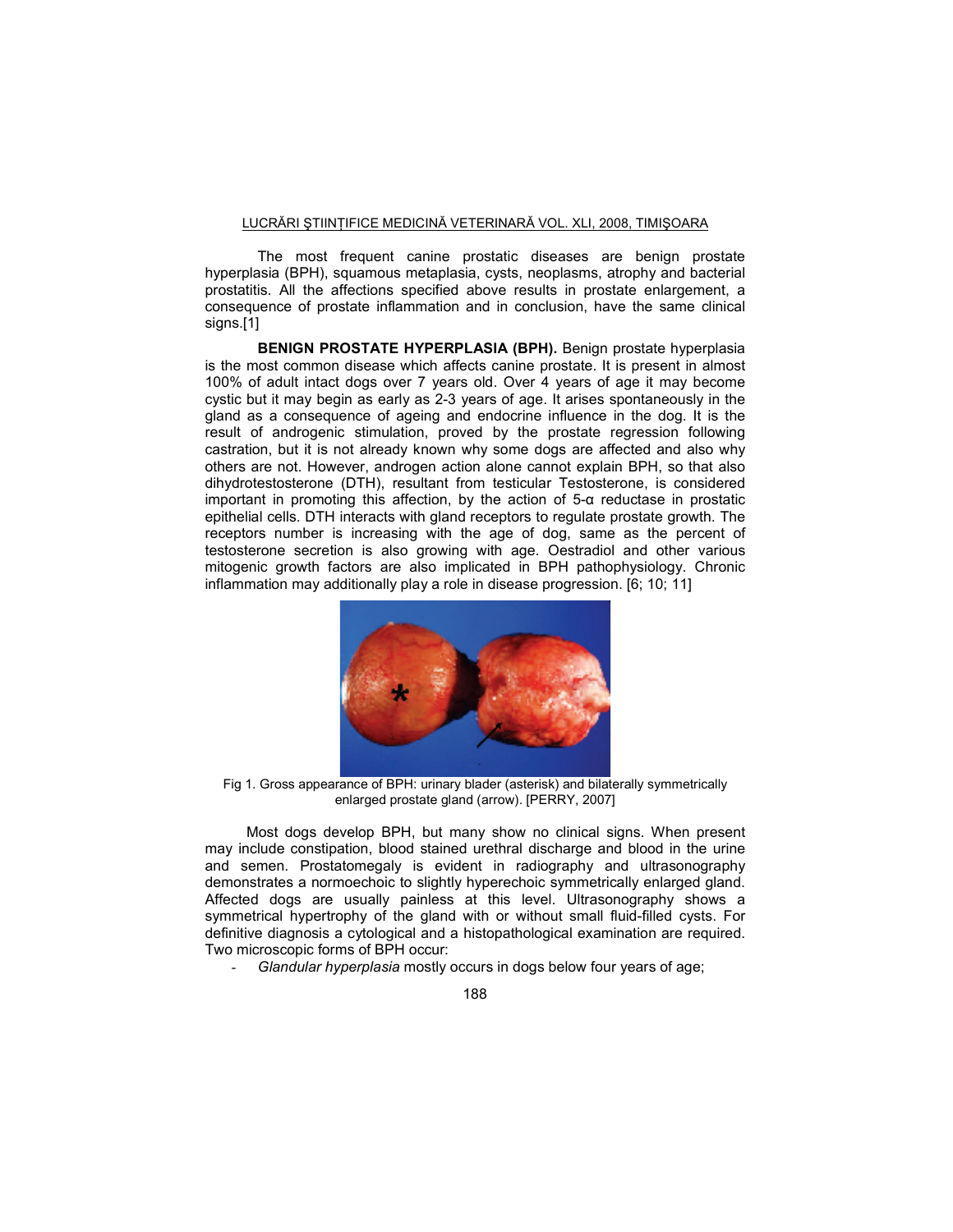The most frequent canine prostatic diseases are benign prostate hyperplasia (BPH), squamous metaplasia, cysts, neoplasms, atrophy and bacterial prostatitis. All the affections specified above results in prostate enlargement, a consequence of prostate inflammation and in conclusion, have the same clinical signs.[1]

**BENIGN PROSTATE HYPERPLASIA (BPH).** Benign prostate hyperplasia is the most common disease which affects canine prostate. It is present in almost 100% of adult intact dogs over 7 years old. Over 4 years of age it may become cystic but it may begin as early as 2-3 years of age. It arises spontaneously in the gland as a consequence of ageing and endocrine influence in the dog. It is the result of androgenic stimulation, proved by the prostate regression following castration, but it is not already known why some dogs are affected and also why others are not. However, androgen action alone cannot explain BPH, so that also dihydrotestosterone (DTH), resultant from testicular Testosterone, is considered important in promoting this affection, by the action of 5-α reductase in prostatic epithelial cells. DTH interacts with gland receptors to regulate prostate growth. The receptors number is increasing with the age of dog, same as the percent of testosterone secretion is also growing with age. Oestradiol and other various mitogenic growth factors are also implicated in BPH pathophysiology. Chronic inflammation may additionally play a role in disease progression. [6; 10; 11]

Fig 1. Gross appearance of BPH: urinary blader (asterisk) and bilaterally symmetrically enlarged prostate gland (arrow). [PERRY, 2007]

Most dogs develop BPH, but many show no clinical signs. When present may include constipation, blood stained urethral discharge and blood in the urine and semen. Prostatomegaly is evident in radiography and ultrasonography demonstrates a normoechoic to slightly hyperechoic symmetrically enlarged gland. Affected dogs are usually painless at this level. Ultrasonography shows a symmetrical hypertrophy of the gland with or without small fluid-filled cysts. For definitive diagnosis a cytological and a histopathological examination are required. Two microscopic forms of BPH occur:

- *Glandular hyperplasia* mostly occurs in dogs below four years of age;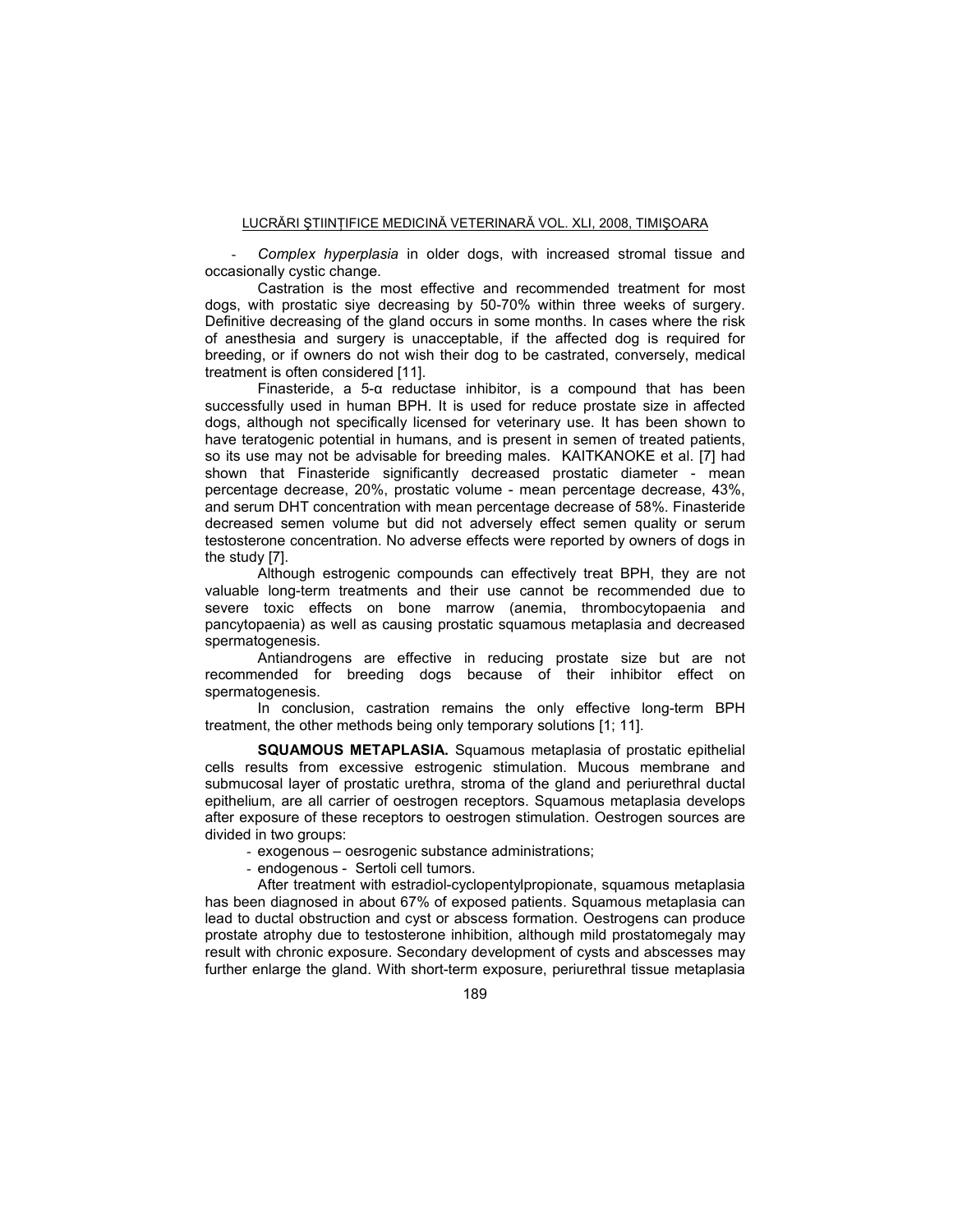- *Complex hyperplasia* in older dogs, with increased stromal tissue and occasionally cystic change.

Castration is the most effective and recommended treatment for most dogs, with prostatic siye decreasing by 50-70% within three weeks of surgery. Definitive decreasing of the gland occurs in some months. In cases where the risk of anesthesia and surgery is unacceptable, if the affected dog is required for breeding, or if owners do not wish their dog to be castrated, conversely, medical treatment is often considered [11].

Finasteride, a 5-α reductase inhibitor, is a compound that has been successfully used in human BPH. It is used for reduce prostate size in affected dogs, although not specifically licensed for veterinary use. It has been shown to have teratogenic potential in humans, and is present in semen of treated patients, so its use may not be advisable for breeding males. KAITKANOKE et al. [7] had shown that Finasteride significantly decreased prostatic diameter - mean percentage decrease, 20%, prostatic volume - mean percentage decrease, 43%, and serum DHT concentration with mean percentage decrease of 58%. Finasteride decreased semen volume but did not adversely effect semen quality or serum testosterone concentration. No adverse effects were reported by owners of dogs in the study [7].

Although estrogenic compounds can effectively treat BPH, they are not valuable long-term treatments and their use cannot be recommended due to severe toxic effects on bone marrow (anemia, thrombocytopaenia and pancytopaenia) as well as causing prostatic squamous metaplasia and decreased spermatogenesis.

Antiandrogens are effective in reducing prostate size but are not recommended for breeding dogs because of their inhibitor effect on spermatogenesis.

In conclusion, castration remains the only effective long-term BPH treatment, the other methods being only temporary solutions [1; 11].

**SQUAMOUS METAPLASIA.** Squamous metaplasia of prostatic epithelial cells results from excessive estrogenic stimulation. Mucous membrane and submucosal layer of prostatic urethra, stroma of the gland and periurethral ductal epithelium, are all carrier of oestrogen receptors. Squamous metaplasia develops after exposure of these receptors to oestrogen stimulation. Oestrogen sources are divided in two groups:

- exogenous – oesrogenic substance administrations;
- endogenous - Sertoli cell tumors.

After treatment with estradiol-cyclopentylpropionate, squamous metaplasia has been diagnosed in about 67% of exposed patients. Squamous metaplasia can lead to ductal obstruction and cyst or abscess formation. Oestrogens can produce prostate atrophy due to testosterone inhibition, although mild prostatomegaly may result with chronic exposure. Secondary development of cysts and abscesses may further enlarge the gland. With short-term exposure, periurethral tissue metaplasia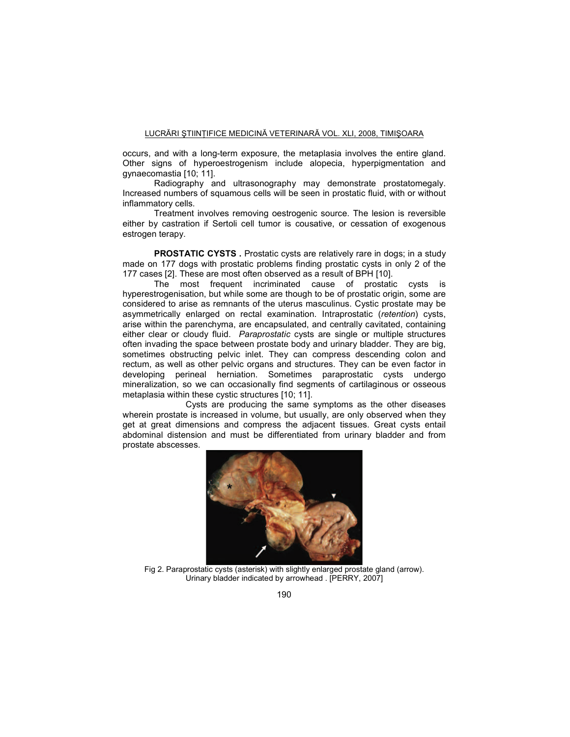occurs, and with a long-term exposure, the metaplasia involves the entire gland. Other signs of hyperoestrogenism include alopecia, hyperpigmentation and gynaecomastia [10; 11].

Radiography and ultrasonography may demonstrate prostatomegaly. Increased numbers of squamous cells will be seen in prostatic fluid, with or without inflammatory cells.

Treatment involves removing oestrogenic source. The lesion is reversible either by castration if Sertoli cell tumor is cousative, or cessation of exogenous estrogen terapy.

**PROSTATIC CYSTS .** Prostatic cysts are relatively rare in dogs; in a study made on 177 dogs with prostatic problems finding prostatic cysts in only 2 of the 177 cases [2]. These are most often observed as a result of BPH [10].

The most frequent incriminated cause of prostatic cysts is hyperestrogenisation, but while some are though to be of prostatic origin, some are considered to arise as remnants of the uterus masculinus. Cystic prostate may be asymmetrically enlarged on rectal examination. Intraprostatic (*retention*) cysts, arise within the parenchyma, are encapsulated, and centrally cavitated, containing either clear or cloudy fluid. *Paraprostatic* cysts are single or multiple structures often invading the space between prostate body and urinary bladder. They are big, sometimes obstructing pelvic inlet. They can compress descending colon and rectum, as well as other pelvic organs and structures. They can be even factor in developing perineal herniation. Sometimes paraprostatic cysts undergo mineralization, so we can occasionally find segments of cartilaginous or osseous metaplasia within these cystic structures [10; 11].

Cysts are producing the same symptoms as the other diseases wherein prostate is increased in volume, but usually, are only observed when they get at great dimensions and compress the adjacent tissues. Great cysts entail abdominal distension and must be differentiated from urinary bladder and from prostate abscesses.

Fig 2. Paraprostatic cysts (asterisk) with slightly enlarged prostate gland (arrow). Urinary bladder indicated by arrowhead . [PERRY, 2007]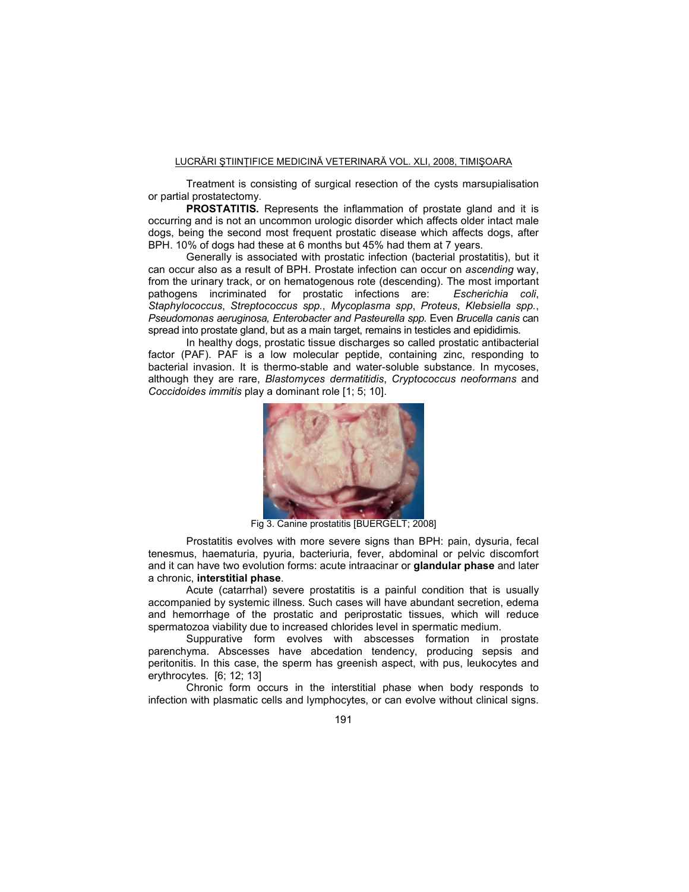Treatment is consisting of surgical resection of the cysts marsupialisation or partial prostatectomy.

**PROSTATITIS.** Represents the inflammation of prostate gland and it is occurring and is not an uncommon urologic disorder which affects older intact male dogs, being the second most frequent prostatic disease which affects dogs, after BPH. 10% of dogs had these at 6 months but 45% had them at 7 years.

Generally is associated with prostatic infection (bacterial prostatitis), but it can occur also as a result of BPH. Prostate infection can occur on *ascending* way, from the urinary track, or on hematogenous rote (descending). The most important pathogens incriminated for prostatic infections are: *Escherichia coli*, *Staphylococcus*, *Streptococcus spp., Mycoplasma spp*, *Proteus*, *Klebsiella spp.*, *Pseudomonas aeruginosa, Enterobacter and Pasteurella spp.* Even *Brucella canis* can spread into prostate gland, but as a main target, remains in testicles and epididimis.

In healthy dogs, prostatic tissue discharges so called prostatic antibacterial factor (PAF). PAF is a low molecular peptide, containing zinc, responding to bacterial invasion. It is thermo-stable and water-soluble substance. In mycoses, although they are rare, *Blastomyces dermatitidis*, *Cryptococcus neoformans* and *Coccidoides immitis* play a dominant role [1; 5; 10].

Fig 3. Canine prostatitis [BUERGELT; 2008]

Prostatitis evolves with more severe signs than BPH: pain, dysuria, fecal tenesmus, haematuria, pyuria, bacteriuria, fever, abdominal or pelvic discomfort and it can have two evolution forms: acute intraacinar or **glandular phase** and later a chronic, **interstitial phase**.

Acute (catarrhal) severe prostatitis is a painful condition that is usually accompanied by systemic illness. Such cases will have abundant secretion, edema and hemorrhage of the prostatic and periprostatic tissues, which will reduce spermatozoa viability due to increased chlorides level in spermatic medium.

Suppurative form evolves with abscesses formation in prostate parenchyma. Abscesses have abcedation tendency, producing sepsis and peritonitis. In this case, the sperm has greenish aspect, with pus, leukocytes and erythrocytes. [6; 12; 13]

Chronic form occurs in the interstitial phase when body responds to infection with plasmatic cells and lymphocytes, or can evolve without clinical signs.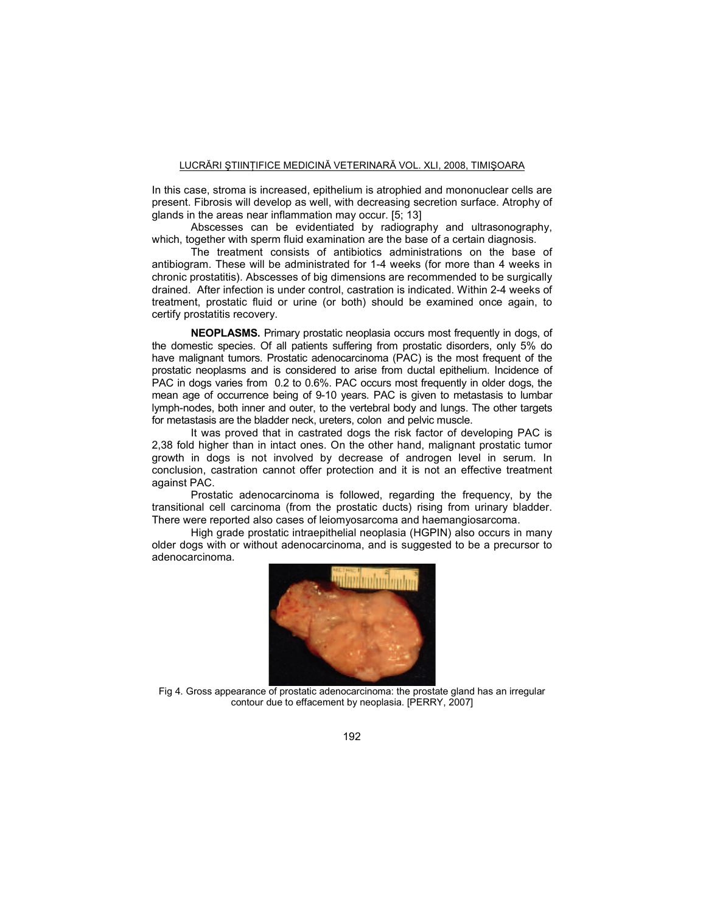In this case, stroma is increased, epithelium is atrophied and mononuclear cells are present. Fibrosis will develop as well, with decreasing secretion surface. Atrophy of glands in the areas near inflammation may occur. [5; 13]

Abscesses can be evidentiated by radiography and ultrasonography, which, together with sperm fluid examination are the base of a certain diagnosis.

The treatment consists of antibiotics administrations on the base of antibiogram. These will be administrated for 1-4 weeks (for more than 4 weeks in chronic prostatitis). Abscesses of big dimensions are recommended to be surgically drained. After infection is under control, castration is indicated. Within 2-4 weeks of treatment, prostatic fluid or urine (or both) should be examined once again, to certify prostatitis recovery.

**NEOPLASMS.** Primary prostatic neoplasia occurs most frequently in dogs, of the domestic species. Of all patients suffering from prostatic disorders, only 5% do have malignant tumors. Prostatic adenocarcinoma (PAC) is the most frequent of the prostatic neoplasms and is considered to arise from ductal epithelium. Incidence of PAC in dogs varies from 0.2 to 0.6%. PAC occurs most frequently in older dogs, the mean age of occurrence being of 9-10 years. PAC is given to metastasis to lumbar lymph-nodes, both inner and outer, to the vertebral body and lungs. The other targets for metastasis are the bladder neck, ureters, colon and pelvic muscle.

It was proved that in castrated dogs the risk factor of developing PAC is 2,38 fold higher than in intact ones. On the other hand, malignant prostatic tumor growth in dogs is not involved by decrease of androgen level in serum. In conclusion, castration cannot offer protection and it is not an effective treatment against PAC.

Prostatic adenocarcinoma is followed, regarding the frequency, by the transitional cell carcinoma (from the prostatic ducts) rising from urinary bladder. There were reported also cases of leiomyosarcoma and haemangiosarcoma.

High grade prostatic intraepithelial neoplasia (HGPIN) also occurs in many older dogs with or without adenocarcinoma, and is suggested to be a precursor to adenocarcinoma.

Fig 4. Gross appearance of prostatic adenocarcinoma: the prostate gland has an irregular contour due to effacement by neoplasia. [PERRY, 2007]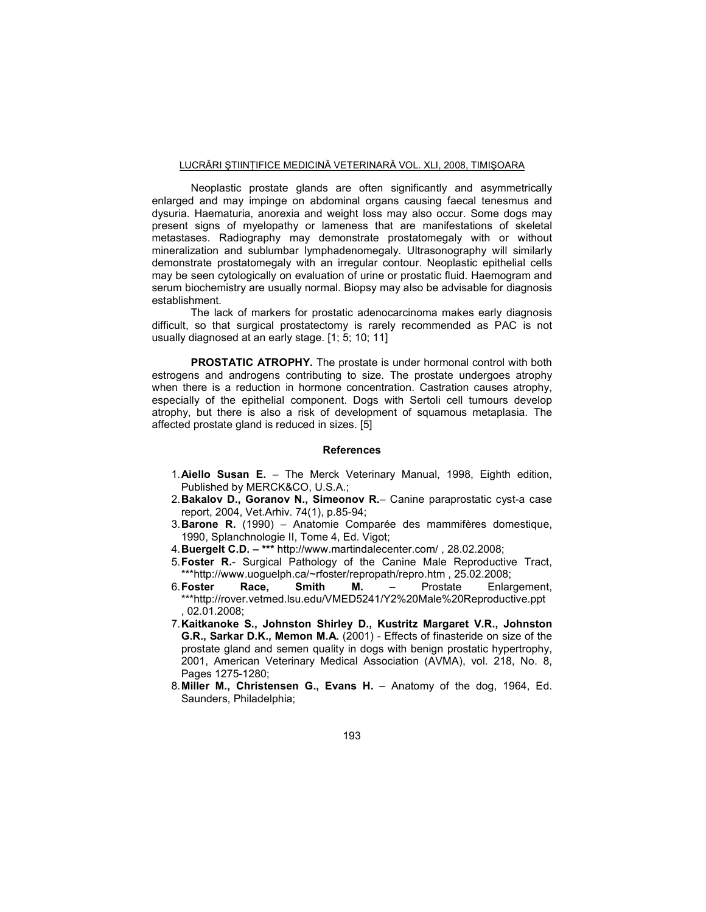Neoplastic prostate glands are often significantly and asymmetrically enlarged and may impinge on abdominal organs causing faecal tenesmus and dysuria. Haematuria, anorexia and weight loss may also occur. Some dogs may present signs of myelopathy or lameness that are manifestations of skeletal metastases. Radiography may demonstrate prostatomegaly with or without mineralization and sublumbar lymphadenomegaly. Ultrasonography will similarly demonstrate prostatomegaly with an irregular contour. Neoplastic epithelial cells may be seen cytologically on evaluation of urine or prostatic fluid. Haemogram and serum biochemistry are usually normal. Biopsy may also be advisable for diagnosis establishment.

The lack of markers for prostatic adenocarcinoma makes early diagnosis difficult, so that surgical prostatectomy is rarely recommended as PAC is not usually diagnosed at an early stage. [1; 5; 10; 11]

**PROSTATIC ATROPHY.** The prostate is under hormonal control with both estrogens and androgens contributing to size. The prostate undergoes atrophy when there is a reduction in hormone concentration. Castration causes atrophy, especially of the epithelial component. Dogs with Sertoli cell tumours develop atrophy, but there is also a risk of development of squamous metaplasia. The affected prostate gland is reduced in sizes. [5]

## References

1. **Aiello Susan E.** – The Merck Veterinary Manual, 1998, Eighth edition, Published by MERCK&CO, U.S.A.;
2. **Bakalov D., Goranov N., Simeonov R.**– Canine paraprostatic cyst-a case report, 2004, Vet.Arhiv. 74(1), p.85-94;
3. **Barone R.** (1990) – Anatomie Comparée des mammifères domestique, 1990, Splanchnologie II, Tome 4, Ed. Vigot;
4. **Buergelt C.D. – \*\*\*** http://www.martindalecenter.com/ , 28.02.2008;
5. **Foster R.**- Surgical Pathology of the Canine Male Reproductive Tract, \*\*\*http://www.uoguelph.ca/~rfoster/repropath/repro.htm , 25.02.2008;
6. **Foster Race, Smith M.** – Prostate Enlargement, \*\*\*http://rover.vetmed.lsu.edu/VMED5241/Y2%20Male%20Reproductive.ppt , 02.01.2008;
7. **Kaitkanoke S., Johnston Shirley D., Kustritz Margaret V.R., Johnston G.R., Sarkar D.K., Memon M.A.** (2001) - Effects of finasteride on size of the prostate gland and semen quality in dogs with benign prostatic hypertrophy, 2001, American Veterinary Medical Association (AVMA), vol. 218, No. 8, Pages 1275-1280;
8. **Miller M., Christensen G., Evans H.** – Anatomy of the dog, 1964, Ed. Saunders, Philadelphia;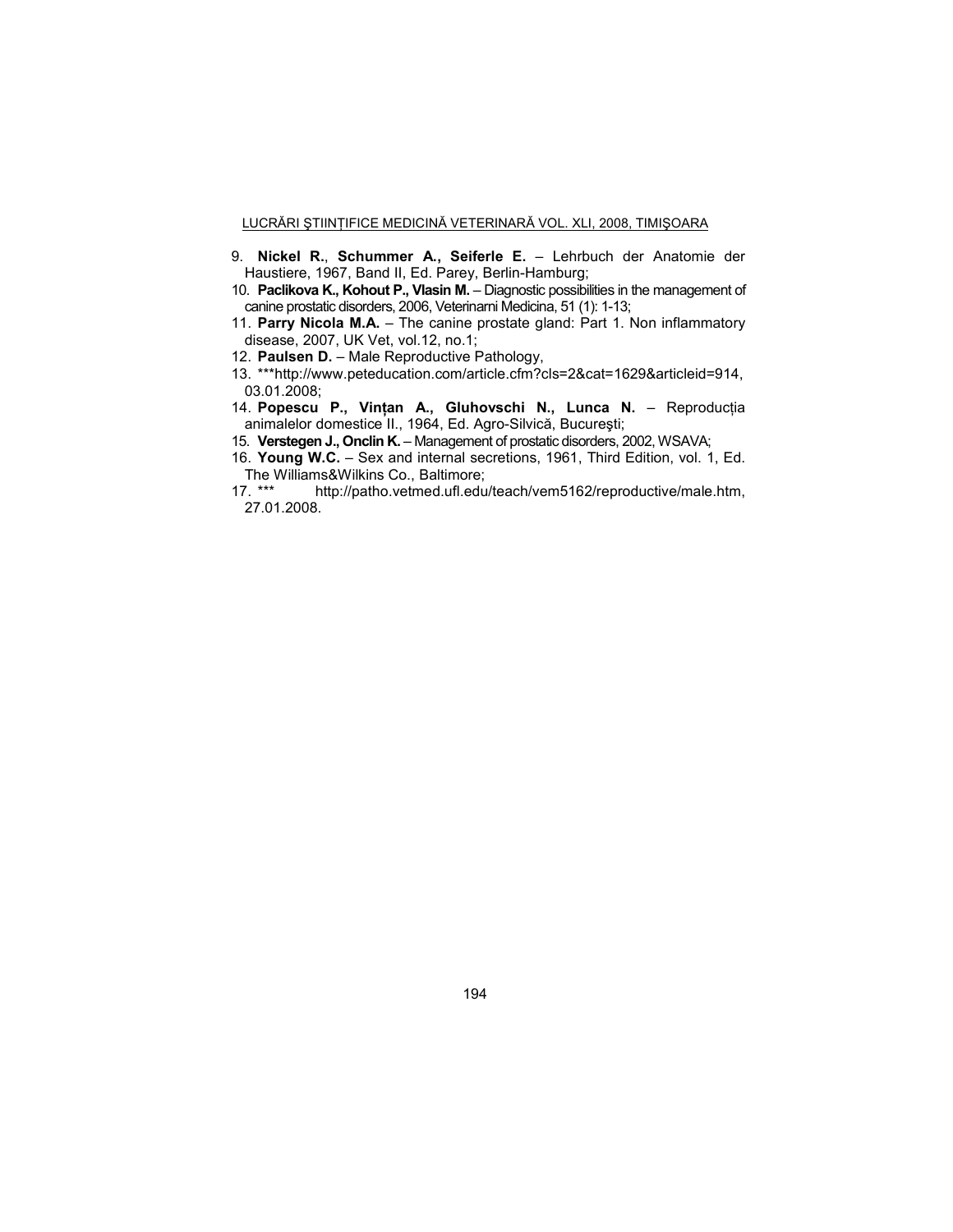9. **Nickel R.**, **Schummer A., Seiferle E.** – Lehrbuch der Anatomie der Haustiere, 1967, Band II, Ed. Parey, Berlin-Hamburg;
10. **Paclikova K., Kohout P., Vlasin M.** – Diagnostic possibilities in the management of canine prostatic disorders, 2006, Veterinarni Medicina, 51 (1): 1-13;
11. **Parry Nicola M.A.** – The canine prostate gland: Part 1. Non inflammatory disease, 2007, UK Vet, vol.12, no.1;
12. **Paulsen D.** – Male Reproductive Pathology,
13. ***http://www.peteducation.com/article.cfm?cls=2&cat=1629&articleid=914, 03.01.2008;
14. **Popescu P., Vințan A., Gluhovschi N., Lunca N.** – Reproducția animalelor domestice II., 1964, Ed. Agro-Silvică, Bucureşti;
15. **Verstegen J., Onclin K.** – Management of prostatic disorders, 2002, WSAVA;
16. **Young W.C.** – Sex and internal secretions, 1961, Third Edition, vol. 1, Ed. The Williams&Wilkins Co., Baltimore;
17. *** http://patho.vetmed.ufl.edu/teach/vem5162/reproductive/male.htm, 27.01.2008.